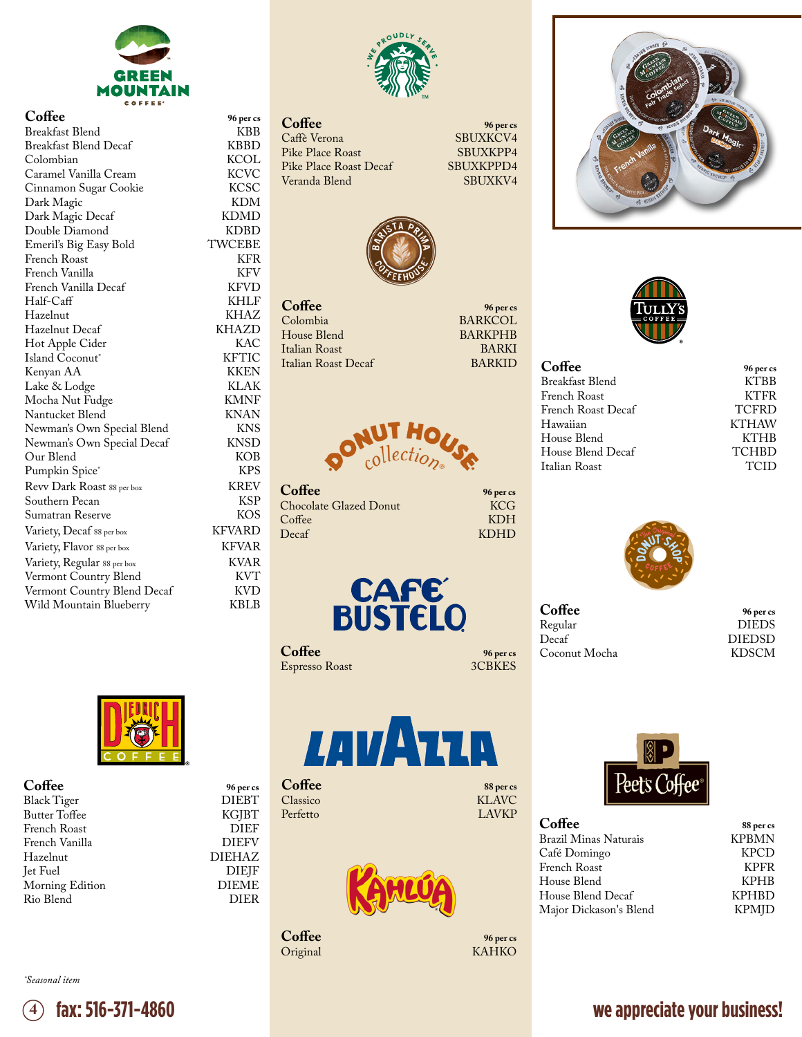## Green Mountain Coffee

| Coffee | 96 per cs |
|---|---|
| Breakfast Blend | KBB |
| Breakfast Blend Decaf | KBBD |
| Colombian | KCOL |
| Caramel Vanilla Cream | KCVC |
| Cinnamon Sugar Cookie | KCSC |
| Dark Magic | KDM |
| Dark Magic Decaf | KDMD |
| Double Diamond | KDBD |
| Emeril's Big Easy Bold | TWCEBE |
| French Roast | KFR |
| French Vanilla | KFV |
| French Vanilla Decaf | KFVD |
| Half-Caff | KHLF |
| Hazelnut | KHAZ |
| Hazelnut Decaf | KHAZD |
| Hot Apple Cider | KAC |
| Island Coconut* | KFTIC |
| Kenyan AA | KKEN |
| Lake & Lodge | KLAK |
| Mocha Nut Fudge | KMNF |
| Nantucket Blend | KNAN |
| Newman's Own Special Blend | KNS |
| Newman's Own Special Decaf | KNSD |
| Our Blend | KOB |
| Pumpkin Spice* | KPS |
| Revv Dark Roast 88 per box | KREV |
| Southern Pecan | KSP |
| Sumatran Reserve | KOS |
| Variety, Decaf 88 per box | KFVARD |
| Variety, Flavor 88 per box | KFVAR |
| Variety, Regular 88 per box | KVAR |
| Vermont Country Blend | KVT |
| Vermont Country Blend Decaf | KVD |
| Wild Mountain Blueberry | KBLB |

## Diedrich Coffee

| Coffee | 96 per cs |
|---|---|
| Black Tiger | DIEBT |
| Butter Toffee | KGJBT |
| French Roast | DIEF |
| French Vanilla | DIEFV |
| Hazelnut | DIEHAZ |
| Jet Fuel | DIEJF |
| Morning Edition | DIEME |
| Rio Blend | DIER |

## Starbucks

| Coffee | 96 per cs |
|---|---|
| Caffè Verona | SBUXKCV4 |
| Pike Place Roast | SBUXKPP4 |
| Pike Place Roast Decaf | SBUXKPPD4 |
| Veranda Blend | SBUXKV4 |

## Barista Prima Coffeehouse

| Coffee | 96 per cs |
|---|---|
| Colombia | BARKCOL |
| House Blend | BARKPHB |
| Italian Roast | BARKI |
| Italian Roast Decaf | BARKID |

## Donut House Collection

| Coffee | 96 per cs |
|---|---|
| Chocolate Glazed Donut | KCG |
| Coffee | KDH |
| Decaf | KDHD |

## Café Bustelo

| Coffee | 96 per cs |
|---|---|
| Espresso Roast | 3CBKES |

## Lavazza

| Coffee | 88 per cs |
|---|---|
| Classico | KLAVC |
| Perfetto | LAVKP |

## Kahlúa

| Coffee | 96 per cs |
|---|---|
| Original | KAHKO |

## Tully's Coffee

| Coffee | 96 per cs |
|---|---|
| Breakfast Blend | KTBB |
| French Roast | KTFR |
| French Roast Decaf | TCFRD |
| Hawaiian | KTHAW |
| House Blend | KTHB |
| House Blend Decaf | TCHBD |
| Italian Roast | TCID |

## The Original Donut Shop Coffee

| Coffee | 96 per cs |
|---|---|
| Regular | DIEDS |
| Decaf | DIEDSD |
| Coconut Mocha | KDSCM |

## Peet's Coffee

| Coffee | 88 per cs |
|---|---|
| Brazil Minas Naturais | KPBMN |
| Café Domingo | KPCD |
| French Roast | KPFR |
| House Blend | KPHB |
| House Blend Decaf | KPHBD |
| Major Dickason's Blend | KPMJD |

*Seasonal item

fax: 516-371-4860

we appreciate your business!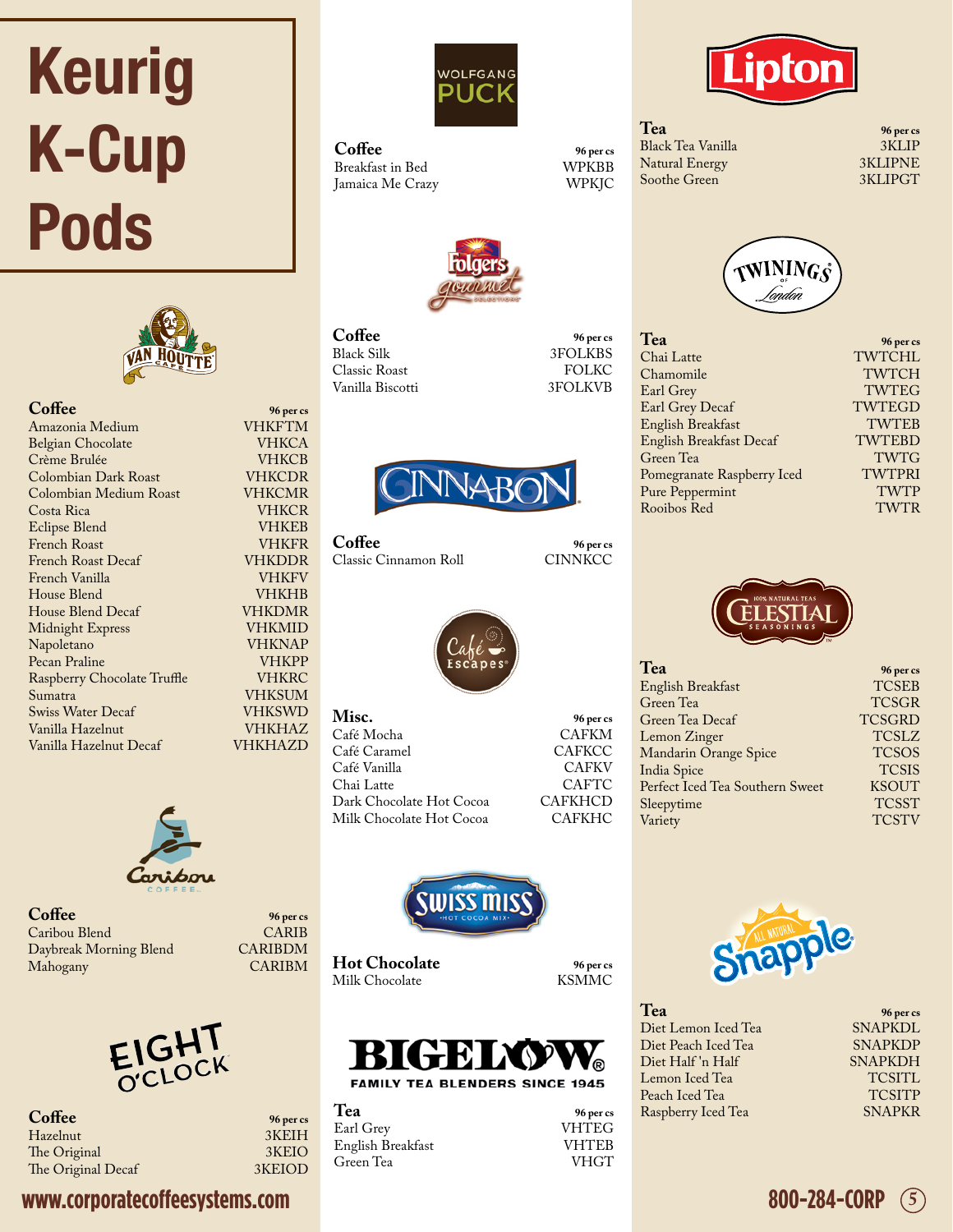# Keurig K-Cup Pods

## Van Houtte Café

| Coffee | 96 per cs |
|---|---|
| Amazonia Medium | VHKFTM |
| Belgian Chocolate | VHKCA |
| Crème Brulée | VHKCB |
| Colombian Dark Roast | VHKCDR |
| Colombian Medium Roast | VHKCMR |
| Costa Rica | VHKCR |
| Eclipse Blend | VHKEB |
| French Roast | VHKFR |
| French Roast Decaf | VHKDDR |
| French Vanilla | VHKFV |
| House Blend | VHKHB |
| House Blend Decaf | VHKDMR |
| Midnight Express | VHKMID |
| Napoletano | VHKNAP |
| Pecan Praline | VHKPP |
| Raspberry Chocolate Truffle | VHKRC |
| Sumatra | VHKSUM |
| Swiss Water Decaf | VHKSWD |
| Vanilla Hazelnut | VHKHAZ |
| Vanilla Hazelnut Decaf | VHKHAZD |

## Caribou Coffee

| Coffee | 96 per cs |
|---|---|
| Caribou Blend | CARIB |
| Daybreak Morning Blend | CARIBDM |
| Mahogany | CARIBM |

## Eight O'Clock

| Coffee | 96 per cs |
|---|---|
| Hazelnut | 3KEIH |
| The Original | 3KEIO |
| The Original Decaf | 3KEIOD |

## Wolfgang Puck

| Coffee | 96 per cs |
|---|---|
| Breakfast in Bed | WPKBB |
| Jamaica Me Crazy | WPKJC |

## Folgers Gourmet Selections

| Coffee | 96 per cs |
|---|---|
| Black Silk | 3FOLKBS |
| Classic Roast | FOLKC |
| Vanilla Biscotti | 3FOLKVB |

## Cinnabon

| Coffee | 96 per cs |
|---|---|
| Classic Cinnamon Roll | CINNKCC |

## Café Escapes

| Misc. | 96 per cs |
|---|---|
| Café Mocha | CAFKM |
| Café Caramel | CAFKCC |
| Café Vanilla | CAFKV |
| Chai Latte | CAFTC |
| Dark Chocolate Hot Cocoa | CAFKHCD |
| Milk Chocolate Hot Cocoa | CAFKHC |

## Swiss Miss

| Hot Chocolate | 96 per cs |
|---|---|
| Milk Chocolate | KSMMC |

## Bigelow

| Tea | 96 per cs |
|---|---|
| Earl Grey | VHTEG |
| English Breakfast | VHTEB |
| Green Tea | VHGT |

## Lipton

| Tea | 96 per cs |
|---|---|
| Black Tea Vanilla | 3KLIP |
| Natural Energy | 3KLIPNE |
| Soothe Green | 3KLIPGT |

## Twinings of London

| Tea | 96 per cs |
|---|---|
| Chai Latte | TWTCHL |
| Chamomile | TWTCH |
| Earl Grey | TWTEG |
| Earl Grey Decaf | TWTEGD |
| English Breakfast | TWTEB |
| English Breakfast Decaf | TWTEBD |
| Green Tea | TWTG |
| Pomegranate Raspberry Iced | TWTPRI |
| Pure Peppermint | TWTP |
| Rooibos Red | TWTR |

## Celestial Seasonings

| Tea | 96 per cs |
|---|---|
| English Breakfast | TCSEB |
| Green Tea | TCSGR |
| Green Tea Decaf | TCSGRD |
| Lemon Zinger | TCSLZ |
| Mandarin Orange Spice | TCSOS |
| India Spice | TCSIS |
| Perfect Iced Tea Southern Sweet | KSOUT |
| Sleepytime | TCSST |
| Variety | TCSTV |

## Snapple

| Tea | 96 per cs |
|---|---|
| Diet Lemon Iced Tea | SNAPKDL |
| Diet Peach Iced Tea | SNAPKDP |
| Diet Half 'n Half | SNAPKDH |
| Lemon Iced Tea | TCSITL |
| Peach Iced Tea | TCSITP |
| Raspberry Iced Tea | SNAPKR |

www.corporatecoffeesystems.com

800-284-CORP